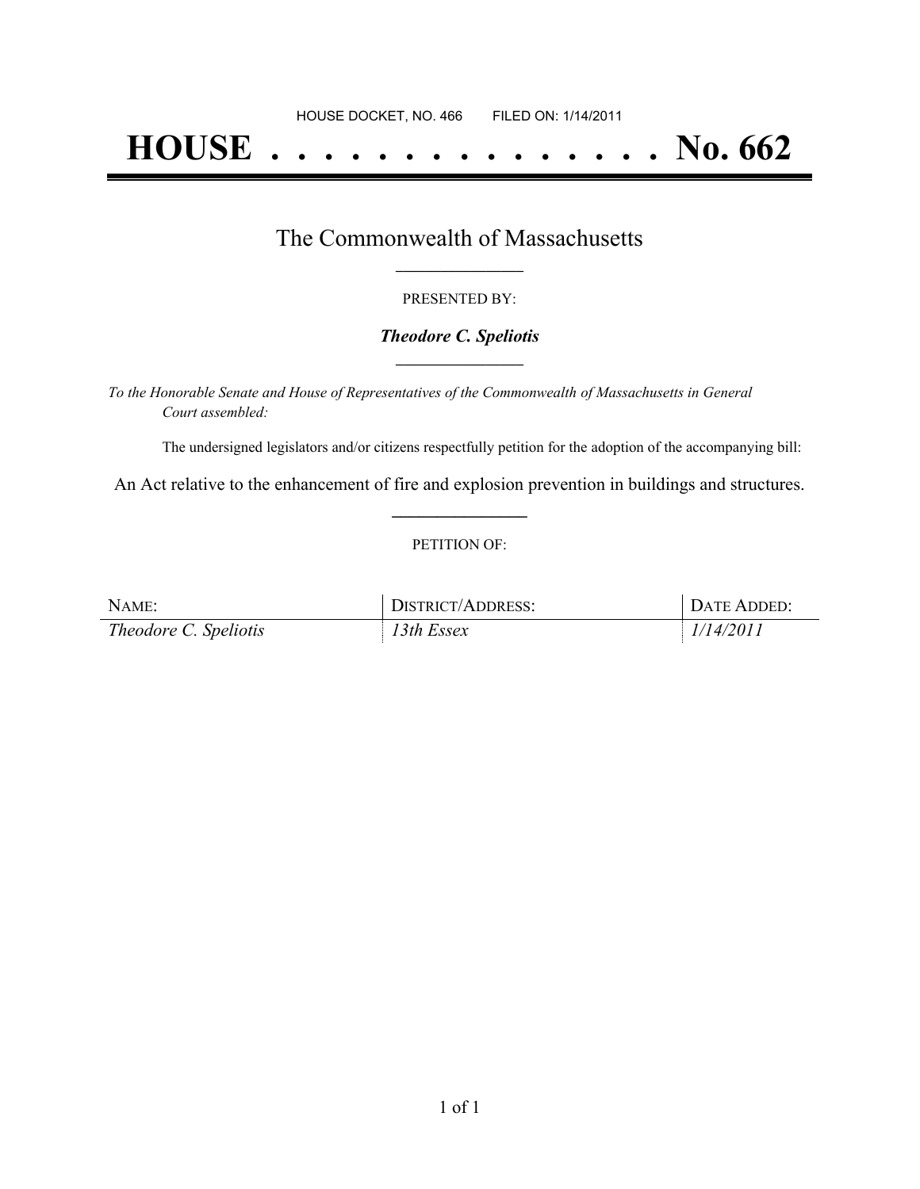HOUSE DOCKET, NO. 466 FILED ON: 1/14/2011

# HOUSE . . . . . . . . . . . . . . . No. 662

## The Commonwealth of Massachusetts

PRESENTED BY:

***Theodore C. Speliotis***

*To the Honorable Senate and House of Representatives of the Commonwealth of Massachusetts in General Court assembled:*

The undersigned legislators and/or citizens respectfully petition for the adoption of the accompanying bill:

An Act relative to the enhancement of fire and explosion prevention in buildings and structures.

PETITION OF:

| NAME: | DISTRICT/ADDRESS: | DATE ADDED: |
|---|---|---|
| *Theodore C. Speliotis* | *13th Essex* | *1/14/2011* |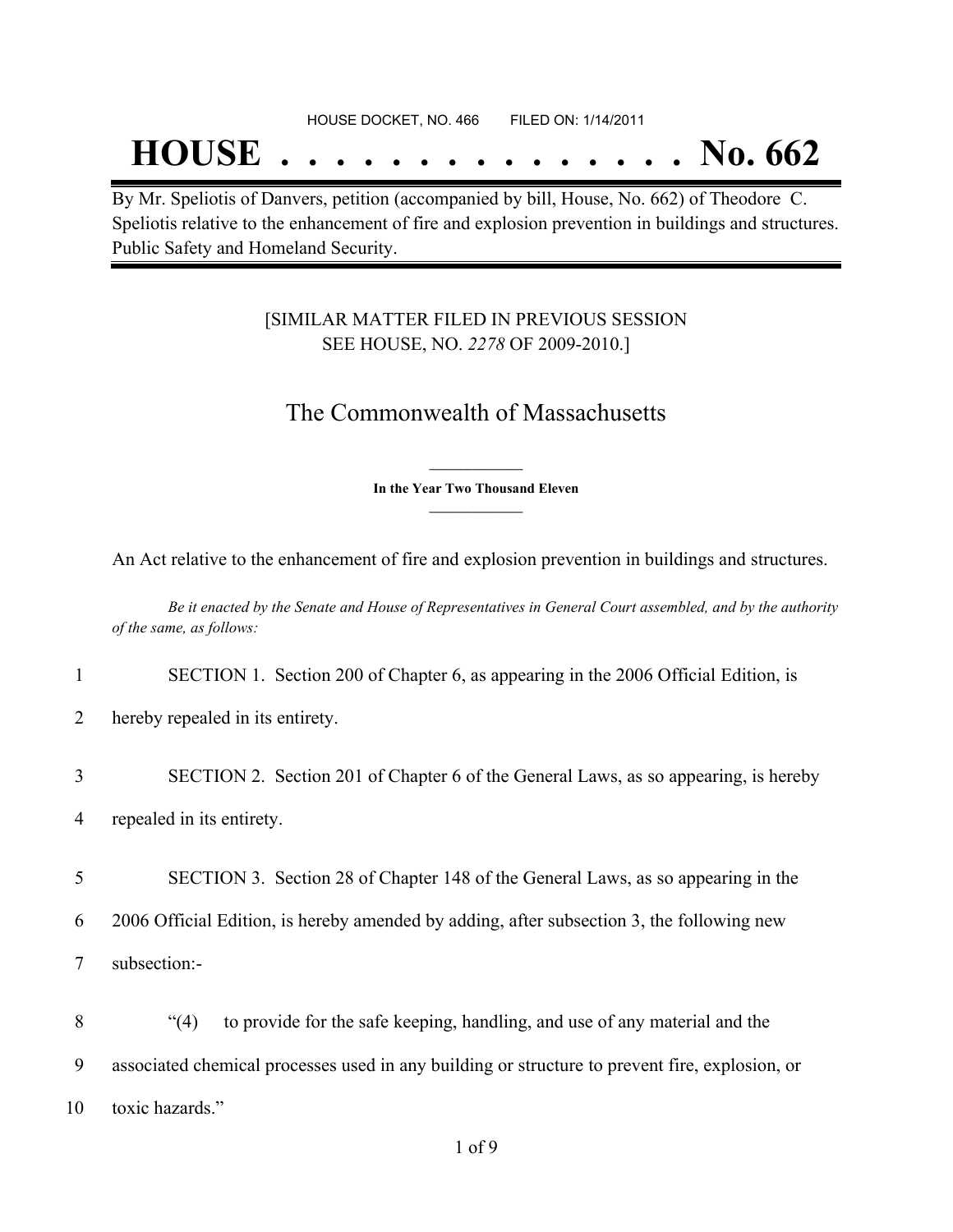HOUSE DOCKET, NO. 466        FILED ON: 1/14/2011

# HOUSE . . . . . . . . . . . . . . . No. 662

By Mr. Speliotis of Danvers, petition (accompanied by bill, House, No. 662) of Theodore C. Speliotis relative to the enhancement of fire and explosion prevention in buildings and structures. Public Safety and Homeland Security.

[SIMILAR MATTER FILED IN PREVIOUS SESSION SEE HOUSE, NO. *2278* OF 2009-2010.]

## The Commonwealth of Massachusetts

**In the Year Two Thousand Eleven**

An Act relative to the enhancement of fire and explosion prevention in buildings and structures.

*Be it enacted by the Senate and House of Representatives in General Court assembled, and by the authority of the same, as follows:*

1 SECTION 1. Section 200 of Chapter 6, as appearing in the 2006 Official Edition, is
2 hereby repealed in its entirety.

3 SECTION 2. Section 201 of Chapter 6 of the General Laws, as so appearing, is hereby
4 repealed in its entirety.

5 SECTION 3. Section 28 of Chapter 148 of the General Laws, as so appearing in the
6 2006 Official Edition, is hereby amended by adding, after subsection 3, the following new
7 subsection:-

8 "(4) to provide for the safe keeping, handling, and use of any material and the
9 associated chemical processes used in any building or structure to prevent fire, explosion, or
10 toxic hazards."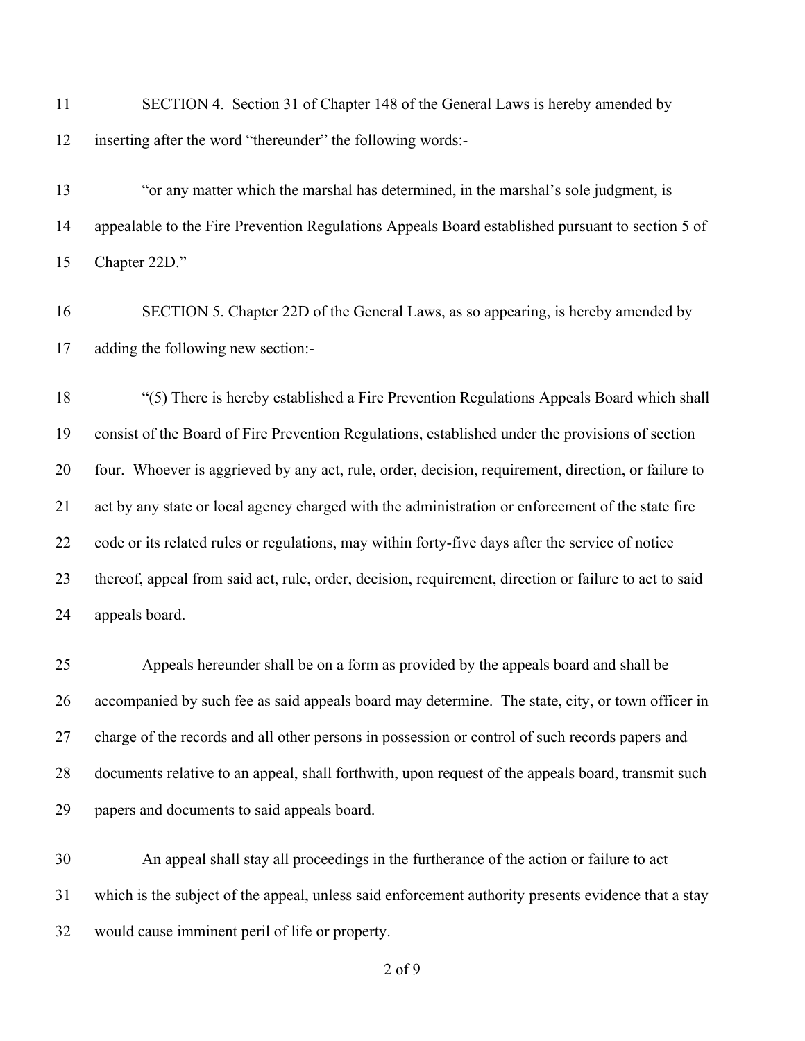SECTION 4. Section 31 of Chapter 148 of the General Laws is hereby amended by inserting after the word "thereunder" the following words:-

"or any matter which the marshal has determined, in the marshal's sole judgment, is appealable to the Fire Prevention Regulations Appeals Board established pursuant to section 5 of Chapter 22D."

SECTION 5. Chapter 22D of the General Laws, as so appearing, is hereby amended by adding the following new section:-

"(5) There is hereby established a Fire Prevention Regulations Appeals Board which shall consist of the Board of Fire Prevention Regulations, established under the provisions of section four. Whoever is aggrieved by any act, rule, order, decision, requirement, direction, or failure to act by any state or local agency charged with the administration or enforcement of the state fire code or its related rules or regulations, may within forty-five days after the service of notice thereof, appeal from said act, rule, order, decision, requirement, direction or failure to act to said appeals board.

Appeals hereunder shall be on a form as provided by the appeals board and shall be accompanied by such fee as said appeals board may determine. The state, city, or town officer in charge of the records and all other persons in possession or control of such records papers and documents relative to an appeal, shall forthwith, upon request of the appeals board, transmit such papers and documents to said appeals board.

An appeal shall stay all proceedings in the furtherance of the action or failure to act which is the subject of the appeal, unless said enforcement authority presents evidence that a stay would cause imminent peril of life or property.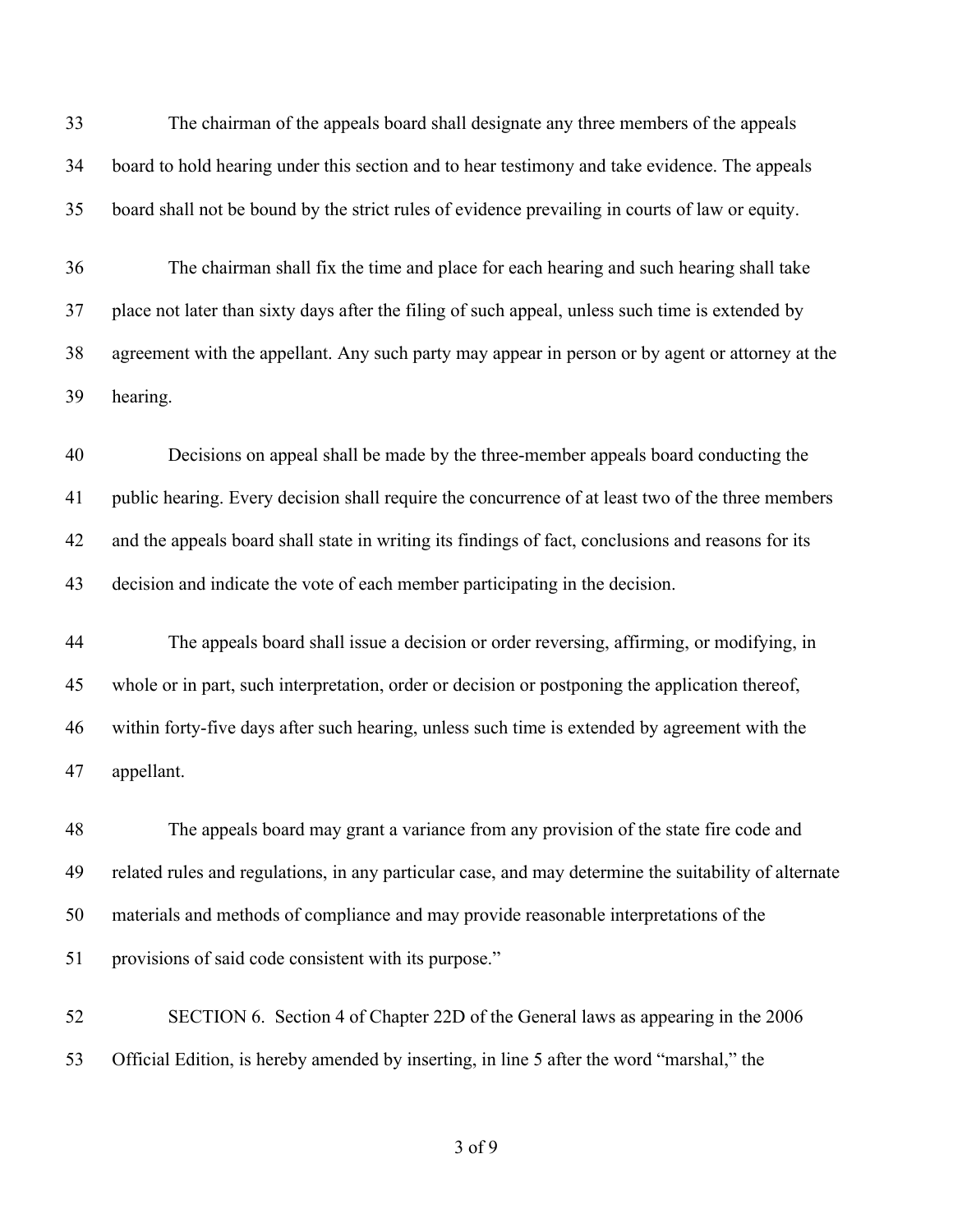The chairman of the appeals board shall designate any three members of the appeals board to hold hearing under this section and to hear testimony and take evidence. The appeals board shall not be bound by the strict rules of evidence prevailing in courts of law or equity.

The chairman shall fix the time and place for each hearing and such hearing shall take place not later than sixty days after the filing of such appeal, unless such time is extended by agreement with the appellant. Any such party may appear in person or by agent or attorney at the hearing.

Decisions on appeal shall be made by the three-member appeals board conducting the public hearing. Every decision shall require the concurrence of at least two of the three members and the appeals board shall state in writing its findings of fact, conclusions and reasons for its decision and indicate the vote of each member participating in the decision.

The appeals board shall issue a decision or order reversing, affirming, or modifying, in whole or in part, such interpretation, order or decision or postponing the application thereof, within forty-five days after such hearing, unless such time is extended by agreement with the appellant.

The appeals board may grant a variance from any provision of the state fire code and related rules and regulations, in any particular case, and may determine the suitability of alternate materials and methods of compliance and may provide reasonable interpretations of the provisions of said code consistent with its purpose."

SECTION 6. Section 4 of Chapter 22D of the General laws as appearing in the 2006 Official Edition, is hereby amended by inserting, in line 5 after the word "marshal," the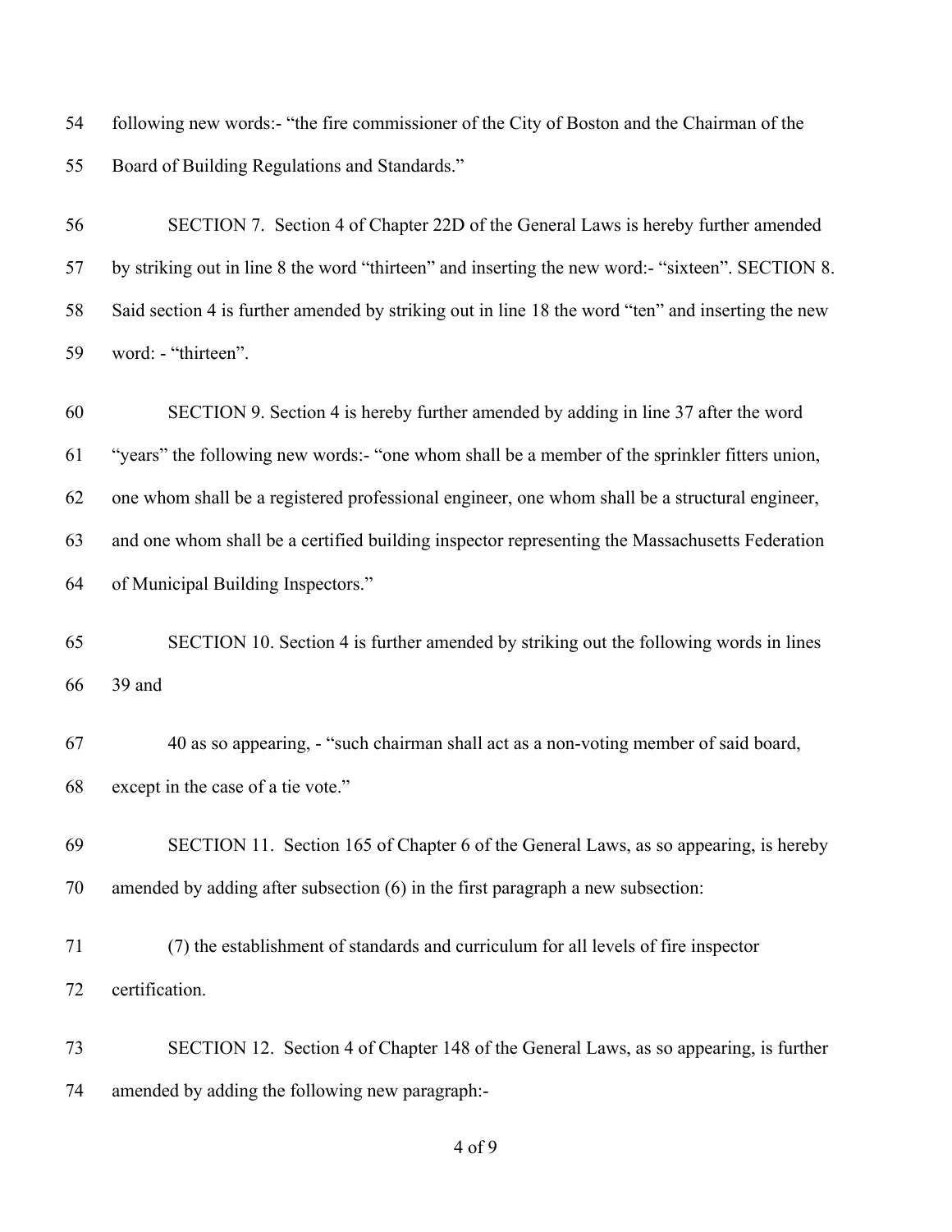following new words:- "the fire commissioner of the City of Boston and the Chairman of the Board of Building Regulations and Standards."

SECTION 7. Section 4 of Chapter 22D of the General Laws is hereby further amended by striking out in line 8 the word "thirteen" and inserting the new word:- "sixteen". SECTION 8. Said section 4 is further amended by striking out in line 18 the word "ten" and inserting the new word: - "thirteen".

SECTION 9. Section 4 is hereby further amended by adding in line 37 after the word "years" the following new words:- "one whom shall be a member of the sprinkler fitters union, one whom shall be a registered professional engineer, one whom shall be a structural engineer, and one whom shall be a certified building inspector representing the Massachusetts Federation of Municipal Building Inspectors."

SECTION 10. Section 4 is further amended by striking out the following words in lines 39 and

40 as so appearing, - "such chairman shall act as a non-voting member of said board, except in the case of a tie vote."

SECTION 11. Section 165 of Chapter 6 of the General Laws, as so appearing, is hereby amended by adding after subsection (6) in the first paragraph a new subsection:

(7) the establishment of standards and curriculum for all levels of fire inspector certification.

SECTION 12. Section 4 of Chapter 148 of the General Laws, as so appearing, is further amended by adding the following new paragraph:-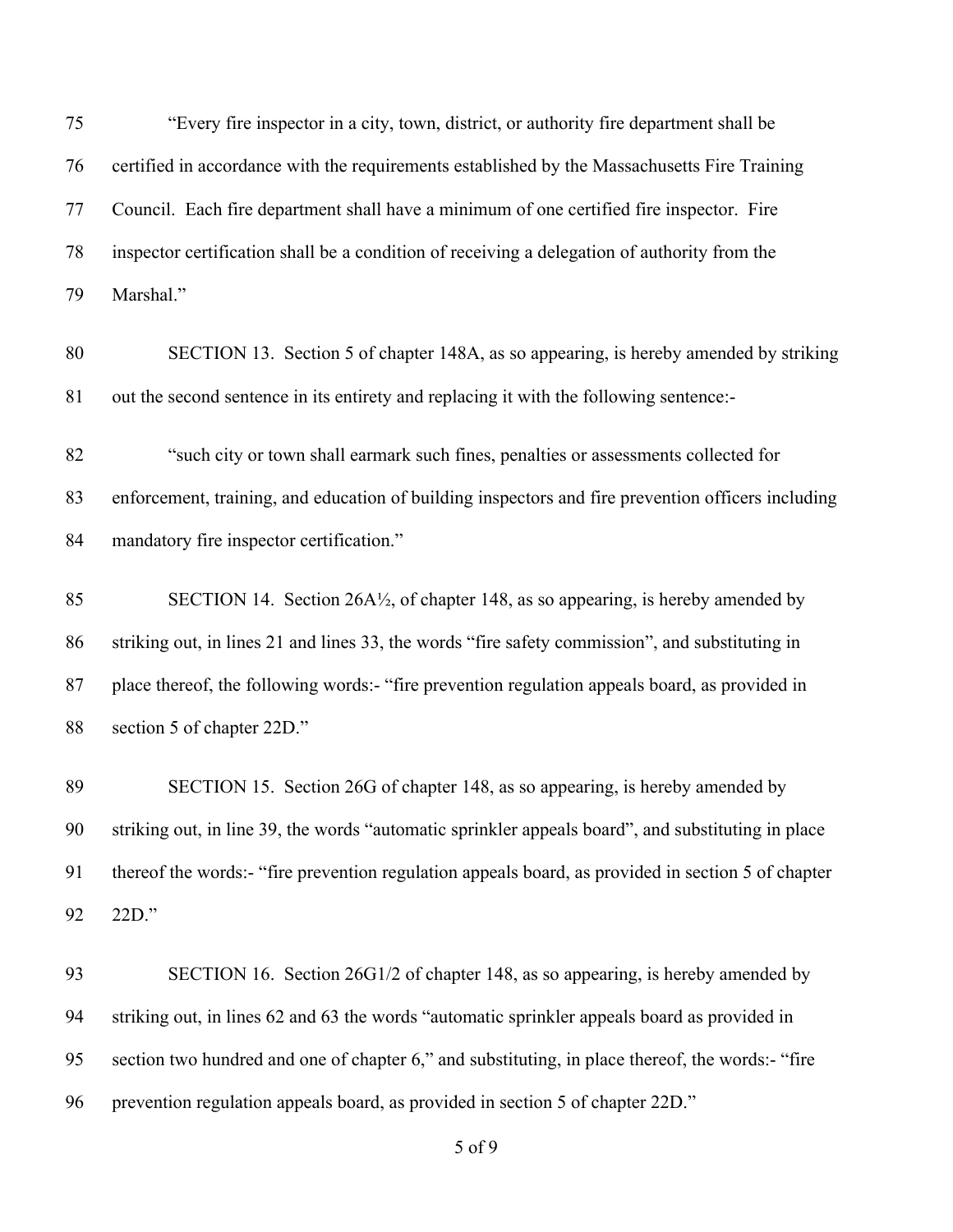"Every fire inspector in a city, town, district, or authority fire department shall be certified in accordance with the requirements established by the Massachusetts Fire Training Council. Each fire department shall have a minimum of one certified fire inspector. Fire inspector certification shall be a condition of receiving a delegation of authority from the Marshal."

SECTION 13. Section 5 of chapter 148A, as so appearing, is hereby amended by striking out the second sentence in its entirety and replacing it with the following sentence:-

"such city or town shall earmark such fines, penalties or assessments collected for enforcement, training, and education of building inspectors and fire prevention officers including mandatory fire inspector certification."

SECTION 14. Section 26A½, of chapter 148, as so appearing, is hereby amended by striking out, in lines 21 and lines 33, the words "fire safety commission", and substituting in place thereof, the following words:- "fire prevention regulation appeals board, as provided in section 5 of chapter 22D."

SECTION 15. Section 26G of chapter 148, as so appearing, is hereby amended by striking out, in line 39, the words "automatic sprinkler appeals board", and substituting in place thereof the words:- "fire prevention regulation appeals board, as provided in section 5 of chapter 22D."

SECTION 16. Section 26G1/2 of chapter 148, as so appearing, is hereby amended by striking out, in lines 62 and 63 the words "automatic sprinkler appeals board as provided in section two hundred and one of chapter 6," and substituting, in place thereof, the words:- "fire prevention regulation appeals board, as provided in section 5 of chapter 22D."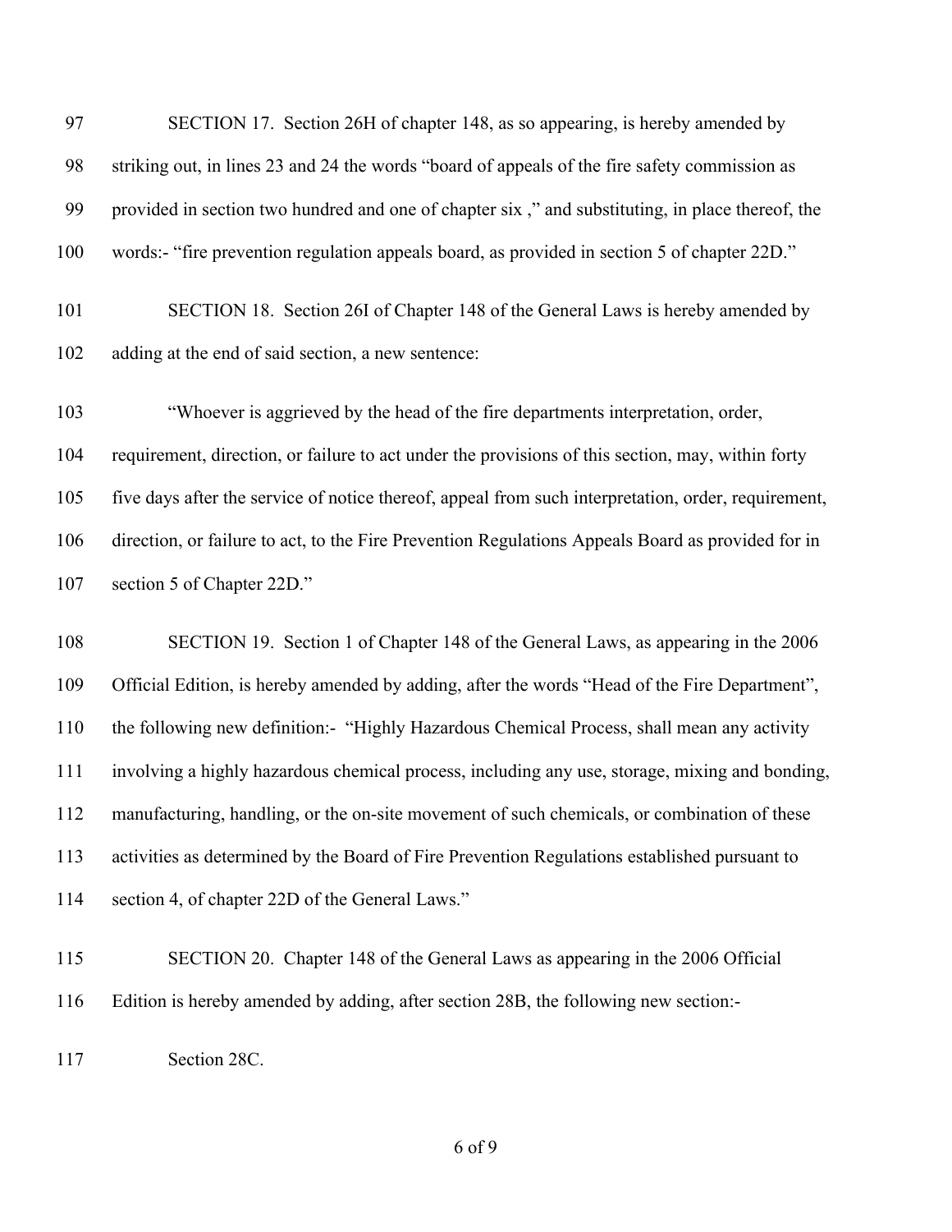97 SECTION 17. Section 26H of chapter 148, as so appearing, is hereby amended by
98 striking out, in lines 23 and 24 the words "board of appeals of the fire safety commission as
99 provided in section two hundred and one of chapter six ," and substituting, in place thereof, the
100 words:- "fire prevention regulation appeals board, as provided in section 5 of chapter 22D."

101 SECTION 18. Section 26I of Chapter 148 of the General Laws is hereby amended by
102 adding at the end of said section, a new sentence:

103 "Whoever is aggrieved by the head of the fire departments interpretation, order,
104 requirement, direction, or failure to act under the provisions of this section, may, within forty
105 five days after the service of notice thereof, appeal from such interpretation, order, requirement,
106 direction, or failure to act, to the Fire Prevention Regulations Appeals Board as provided for in
107 section 5 of Chapter 22D."

108 SECTION 19. Section 1 of Chapter 148 of the General Laws, as appearing in the 2006
109 Official Edition, is hereby amended by adding, after the words "Head of the Fire Department",
110 the following new definition:- "Highly Hazardous Chemical Process, shall mean any activity
111 involving a highly hazardous chemical process, including any use, storage, mixing and bonding,
112 manufacturing, handling, or the on-site movement of such chemicals, or combination of these
113 activities as determined by the Board of Fire Prevention Regulations established pursuant to
114 section 4, of chapter 22D of the General Laws."

115 SECTION 20. Chapter 148 of the General Laws as appearing in the 2006 Official
116 Edition is hereby amended by adding, after section 28B, the following new section:-

117 Section 28C.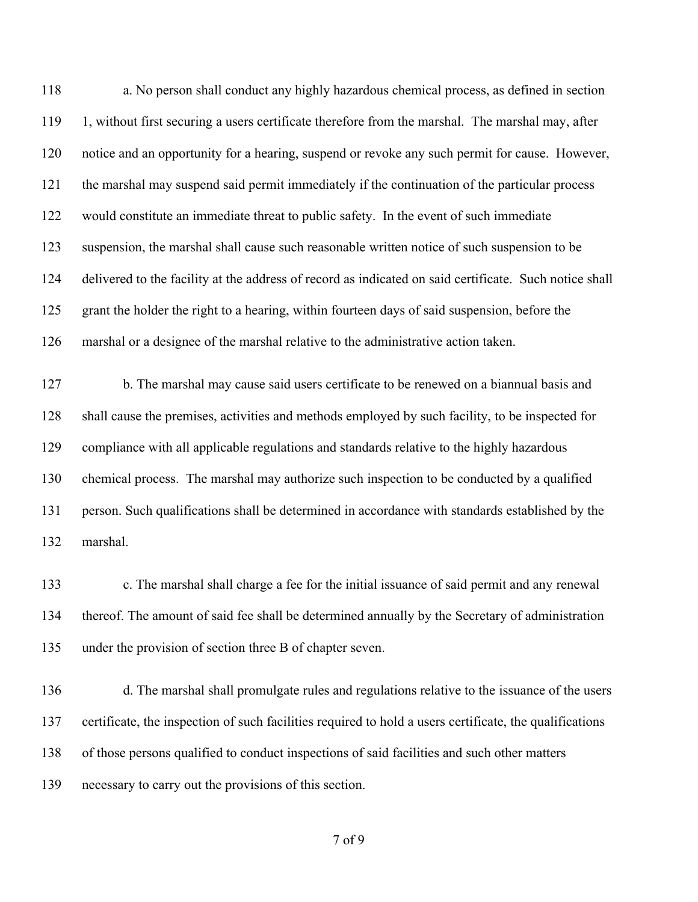a. No person shall conduct any highly hazardous chemical process, as defined in section 1, without first securing a users certificate therefore from the marshal. The marshal may, after notice and an opportunity for a hearing, suspend or revoke any such permit for cause. However, the marshal may suspend said permit immediately if the continuation of the particular process would constitute an immediate threat to public safety. In the event of such immediate suspension, the marshal shall cause such reasonable written notice of such suspension to be delivered to the facility at the address of record as indicated on said certificate. Such notice shall grant the holder the right to a hearing, within fourteen days of said suspension, before the marshal or a designee of the marshal relative to the administrative action taken.

b. The marshal may cause said users certificate to be renewed on a biannual basis and shall cause the premises, activities and methods employed by such facility, to be inspected for compliance with all applicable regulations and standards relative to the highly hazardous chemical process. The marshal may authorize such inspection to be conducted by a qualified person. Such qualifications shall be determined in accordance with standards established by the marshal.

c. The marshal shall charge a fee for the initial issuance of said permit and any renewal thereof. The amount of said fee shall be determined annually by the Secretary of administration under the provision of section three B of chapter seven.

d. The marshal shall promulgate rules and regulations relative to the issuance of the users certificate, the inspection of such facilities required to hold a users certificate, the qualifications of those persons qualified to conduct inspections of said facilities and such other matters necessary to carry out the provisions of this section.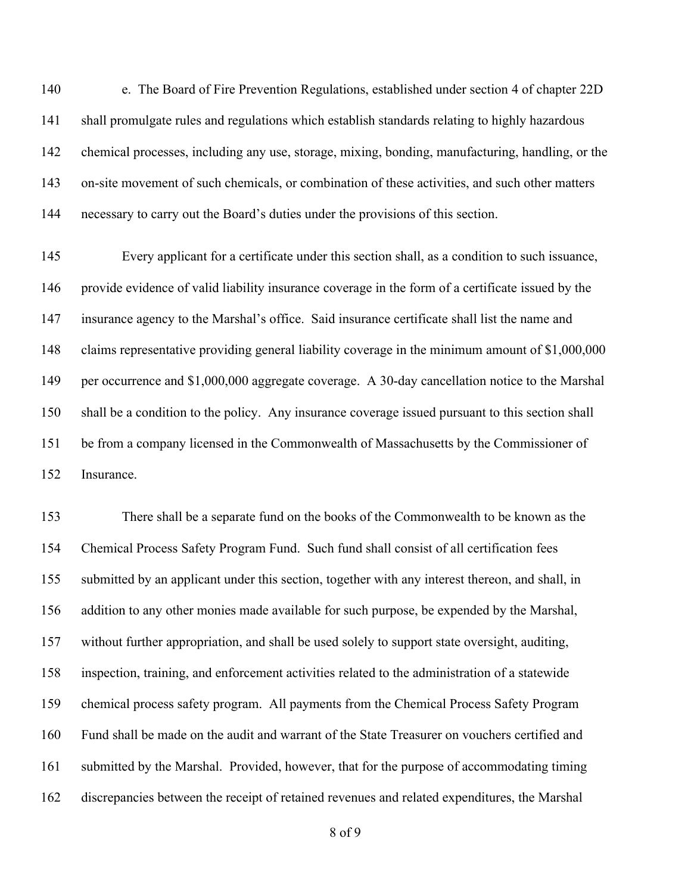e. The Board of Fire Prevention Regulations, established under section 4 of chapter 22D shall promulgate rules and regulations which establish standards relating to highly hazardous chemical processes, including any use, storage, mixing, bonding, manufacturing, handling, or the on-site movement of such chemicals, or combination of these activities, and such other matters necessary to carry out the Board's duties under the provisions of this section.

Every applicant for a certificate under this section shall, as a condition to such issuance, provide evidence of valid liability insurance coverage in the form of a certificate issued by the insurance agency to the Marshal's office. Said insurance certificate shall list the name and claims representative providing general liability coverage in the minimum amount of $1,000,000 per occurrence and $1,000,000 aggregate coverage. A 30-day cancellation notice to the Marshal shall be a condition to the policy. Any insurance coverage issued pursuant to this section shall be from a company licensed in the Commonwealth of Massachusetts by the Commissioner of Insurance.

There shall be a separate fund on the books of the Commonwealth to be known as the Chemical Process Safety Program Fund. Such fund shall consist of all certification fees submitted by an applicant under this section, together with any interest thereon, and shall, in addition to any other monies made available for such purpose, be expended by the Marshal, without further appropriation, and shall be used solely to support state oversight, auditing, inspection, training, and enforcement activities related to the administration of a statewide chemical process safety program. All payments from the Chemical Process Safety Program Fund shall be made on the audit and warrant of the State Treasurer on vouchers certified and submitted by the Marshal. Provided, however, that for the purpose of accommodating timing discrepancies between the receipt of retained revenues and related expenditures, the Marshal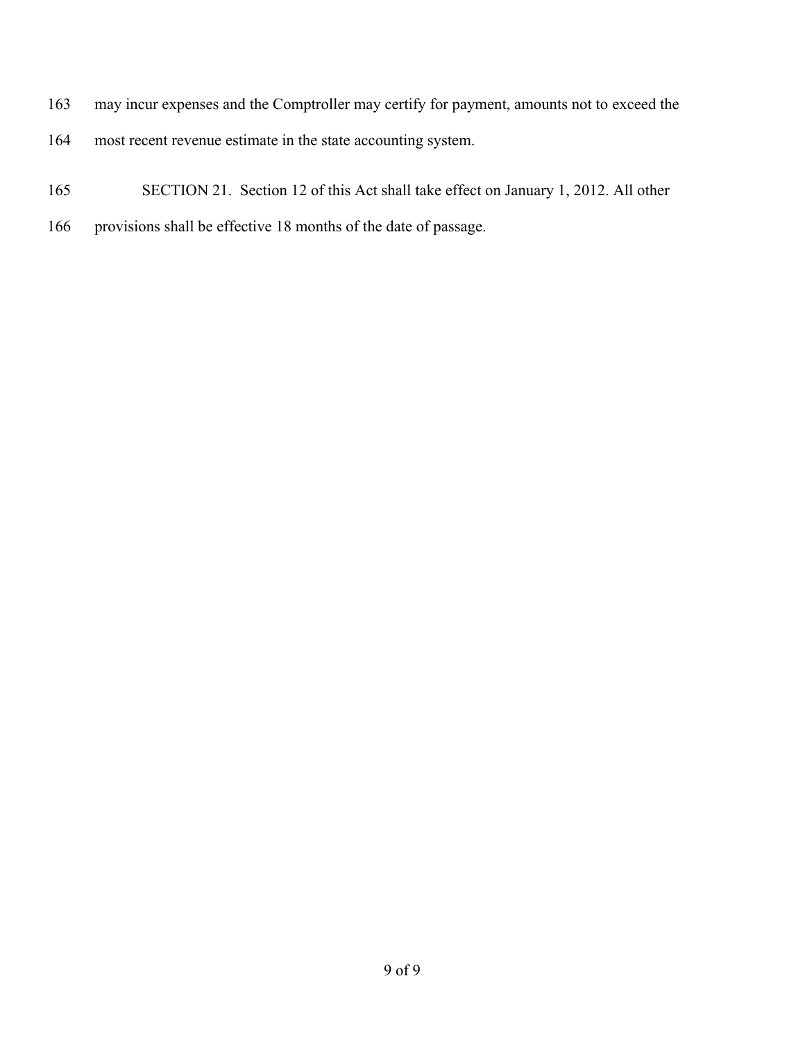may incur expenses and the Comptroller may certify for payment, amounts not to exceed the most recent revenue estimate in the state accounting system.

SECTION 21. Section 12 of this Act shall take effect on January 1, 2012. All other provisions shall be effective 18 months of the date of passage.